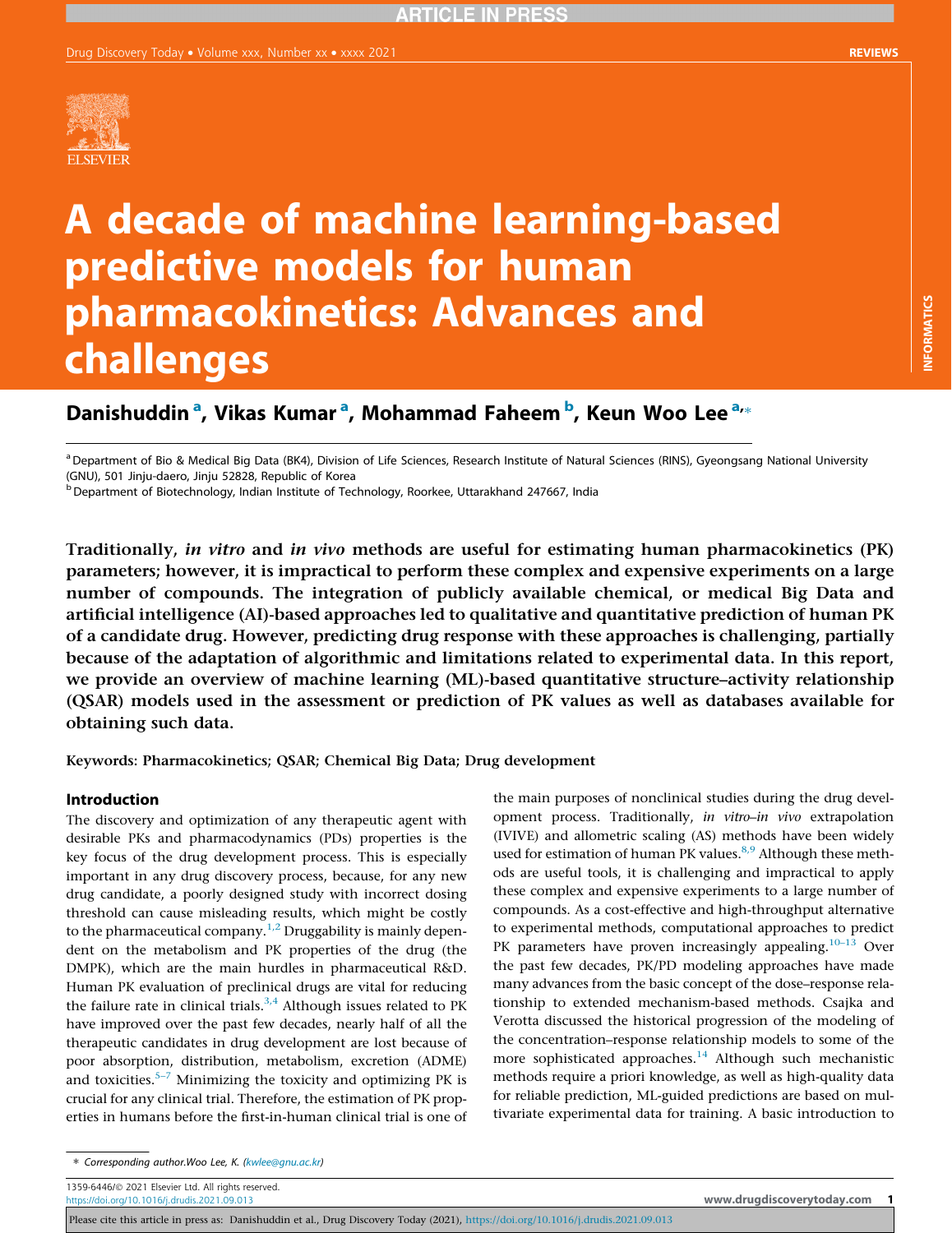# A decade of machine learning-based predictive models for human pharmacokinetics: Advances and challenges

**Danishuddin [a], Vikas Kumar [a], Mohammad Faheem [b], Keun Woo Lee [a,*]**

[a] Department of Bio & Medical Big Data (BK4), Division of Life Sciences, Research Institute of Natural Sciences (RINS), Gyeongsang National University (GNU), 501 Jinju-daero, Jinju 52828, Republic of Korea

[b] Department of Biotechnology, Indian Institute of Technology, Roorkee, Uttarakhand 247667, India

**Traditionally, *in vitro* and *in vivo* methods are useful for estimating human pharmacokinetics (PK) parameters; however, it is impractical to perform these complex and expensive experiments on a large number of compounds. The integration of publicly available chemical, or medical Big Data and artificial intelligence (AI)-based approaches led to qualitative and quantitative prediction of human PK of a candidate drug. However, predicting drug response with these approaches is challenging, partially because of the adaptation of algorithmic and limitations related to experimental data. In this report, we provide an overview of machine learning (ML)-based quantitative structure–activity relationship (QSAR) models used in the assessment or prediction of PK values as well as databases available for obtaining such data.**

**Keywords: Pharmacokinetics; QSAR; Chemical Big Data; Drug development**

## Introduction

The discovery and optimization of any therapeutic agent with desirable PKs and pharmacodynamics (PDs) properties is the key focus of the drug development process. This is especially important in any drug discovery process, because, for any new drug candidate, a poorly designed study with incorrect dosing threshold can cause misleading results, which might be costly to the pharmaceutical company.[1,2] Druggability is mainly dependent on the metabolism and PK properties of the drug (the DMPK), which are the main hurdles in pharmaceutical R&D. Human PK evaluation of preclinical drugs are vital for reducing the failure rate in clinical trials.[3,4] Although issues related to PK have improved over the past few decades, nearly half of all the therapeutic candidates in drug development are lost because of poor absorption, distribution, metabolism, excretion (ADME) and toxicities.[5–7] Minimizing the toxicity and optimizing PK is crucial for any clinical trial. Therefore, the estimation of PK properties in humans before the first-in-human clinical trial is one of the main purposes of nonclinical studies during the drug development process. Traditionally, *in vitro–in vivo* extrapolation (IVIVE) and allometric scaling (AS) methods have been widely used for estimation of human PK values.[8,9] Although these methods are useful tools, it is challenging and impractical to apply these complex and expensive experiments to a large number of compounds. As a cost-effective and high-throughput alternative to experimental methods, computational approaches to predict PK parameters have proven increasingly appealing.[10–13] Over the past few decades, PK/PD modeling approaches have made many advances from the basic concept of the dose–response relationship to extended mechanism-based methods. Csajka and Verotta discussed the historical progression of the modeling of the concentration–response relationship models to some of the more sophisticated approaches.[14] Although such mechanistic methods require a priori knowledge, as well as high-quality data for reliable prediction, ML-guided predictions are based on multivariate experimental data for training. A basic introduction to

* Corresponding author.Woo Lee, K. (kwlee@gnu.ac.kr)

1359-6446/© 2021 Elsevier Ltd. All rights reserved.
https://doi.org/10.1016/j.drudis.2021.09.013

Please cite this article in press as: Danishuddin et al., Drug Discovery Today (2021), https://doi.org/10.1016/j.drudis.2021.09.013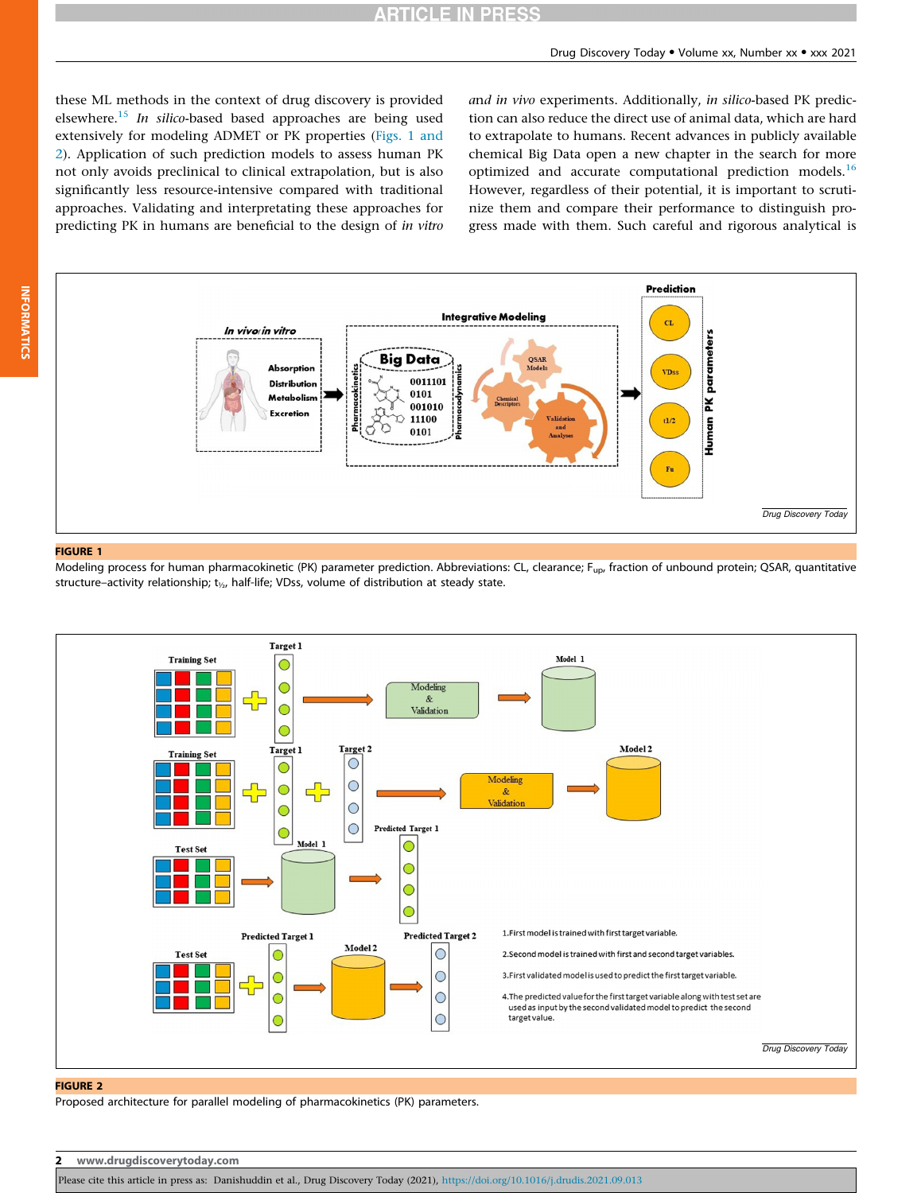these ML methods in the context of drug discovery is provided elsewhere.[15] *In silico*-based based approaches are being used extensively for modeling ADMET or PK properties (Figs. 1 and 2). Application of such prediction models to assess human PK not only avoids preclinical to clinical extrapolation, but is also significantly less resource-intensive compared with traditional approaches. Validating and interpreting these approaches for predicting PK in humans are beneficial to the design of *in vitro* and *in vivo* experiments. Additionally, *in silico*-based PK prediction can also reduce the direct use of animal data, which are hard to extrapolate to humans. Recent advances in publicly available chemical Big Data open a new chapter in the search for more optimized and accurate computational prediction models.[16] However, regardless of their potential, it is important to scrutinize them and compare their performance to distinguish progress made with them. Such careful and rigorous analytical is

**FIGURE 1**

Modeling process for human pharmacokinetic (PK) parameter prediction. Abbreviations: CL, clearance; $F_{up}$, fraction of unbound protein; QSAR, quantitative structure–activity relationship; $t_{½}$, half-life; VDss, volume of distribution at steady state.

**FIGURE 2**

Proposed architecture for parallel modeling of pharmacokinetics (PK) parameters.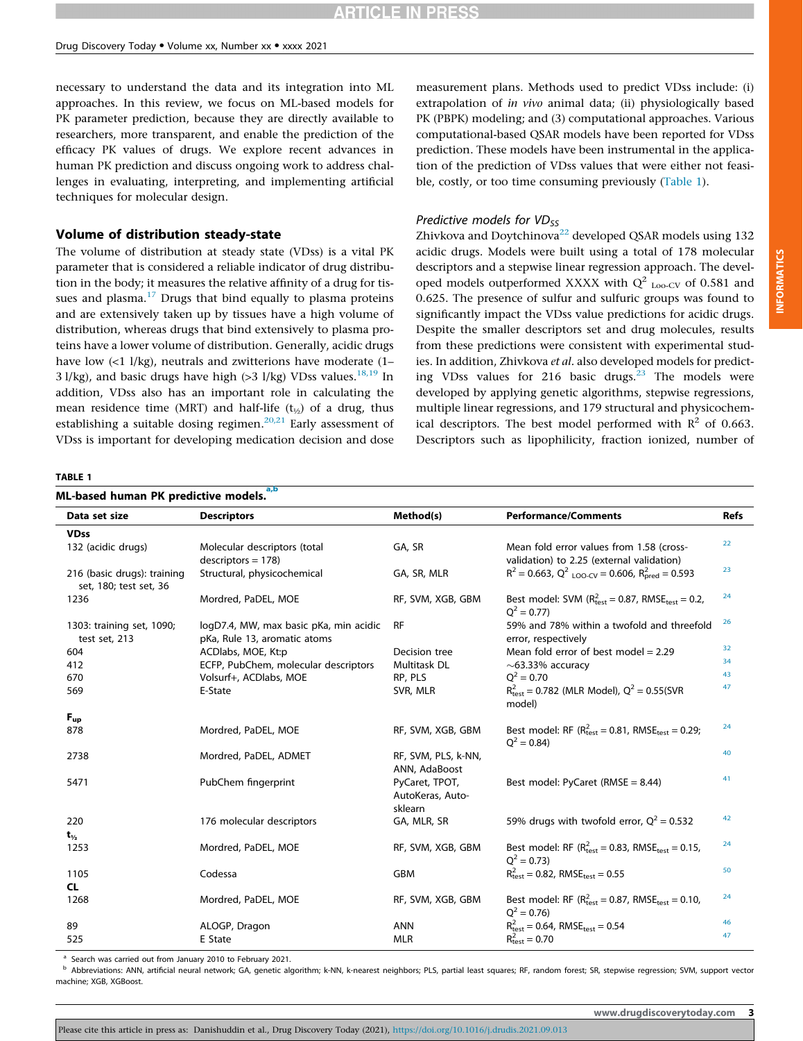necessary to understand the data and its integration into ML approaches. In this review, we focus on ML-based models for PK parameter prediction, because they are directly available to researchers, more transparent, and enable the prediction of the efficacy PK values of drugs. We explore recent advances in human PK prediction and discuss ongoing work to address challenges in evaluating, interpreting, and implementing artificial techniques for molecular design.

## Volume of distribution steady-state

The volume of distribution at steady state (VDss) is a vital PK parameter that is considered a reliable indicator of drug distribution in the body; it measures the relative affinity of a drug for tissues and plasma.[17] Drugs that bind equally to plasma proteins and are extensively taken up by tissues have a high volume of distribution, whereas drugs that bind extensively to plasma proteins have a lower volume of distribution. Generally, acidic drugs have low (<1 l/kg), neutrals and zwitterions have moderate (1–3 l/kg), and basic drugs have high (>3 l/kg) VDss values.[18,19] In addition, VDss also has an important role in calculating the mean residence time (MRT) and half-life ($t_{½}$) of a drug, thus establishing a suitable dosing regimen.[20,21] Early assessment of VDss is important for developing medication decision and dose measurement plans. Methods used to predict VDss include: (i) extrapolation of *in vivo* animal data; (ii) physiologically based PK (PBPK) modeling; and (3) computational approaches. Various computational-based QSAR models have been reported for VDss prediction. These models have been instrumental in the application of the prediction of VDss values that were either not feasible, costly, or too time consuming previously (Table 1).

### Predictive models for $VD_{SS}$

Zhivkova and Doytchinova[22] developed QSAR models using 132 acidic drugs. Models were built using a total of 178 molecular descriptors and a stepwise linear regression approach. The developed models outperformed XXXX with $Q^2_{\text{Loo-CV}}$ of 0.581 and 0.625. The presence of sulfur and sulfuric groups was found to significantly impact the VDss value predictions for acidic drugs. Despite the smaller descriptors set and drug molecules, results from these predictions were consistent with experimental studies. In addition, Zhivkova *et al.* also developed models for predicting VDss values for 216 basic drugs.[23] The models were developed by applying genetic algorithms, stepwise regressions, multiple linear regressions, and 179 structural and physicochemical descriptors. The best model performed with $R^2$ of 0.663. Descriptors such as lipophilicity, fraction ionized, number of

**TABLE 1**

**ML-based human PK predictive models.**[a,b]

| Data set size | Descriptors | Method(s) | Performance/Comments | Refs |
|---|---|---|---|---|
| **VDss** | | | | |
| 132 (acidic drugs) | Molecular descriptors (total descriptors = 178) | GA, SR | Mean fold error values from 1.58 (cross-validation) to 2.25 (external validation) | 22 |
| 216 (basic drugs): training set, 180; test set, 36 | Structural, physicochemical | GA, SR, MLR | $R^2$ = 0.663, $Q^2_{\text{LOO-CV}}$ = 0.606, $R^2_{\text{pred}}$ = 0.593 | 23 |
| 1236 | Mordred, PaDEL, MOE | RF, SVM, XGB, GBM | Best model: SVM ($R^2_{\text{test}}$ = 0.87, $\text{RMSE}_{\text{test}}$ = 0.2, $Q^2$ = 0.77) | 24 |
| 1303: training set, 1090; test set, 213 | logD7.4, MW, max basic pKa, min acidic pKa, Rule 13, aromatic atoms | RF | 59% and 78% within a twofold and threefold error, respectively | 26 |
| 604 | ACDlabs, MOE, Kt:p | Decision tree | Mean fold error of best model = 2.29 | 32 |
| 412 | ECFP, PubChem, molecular descriptors | Multitask DL | ~63.33% accuracy | 34 |
| 670 | Volsurf+, ACDlabs, MOE | RP, PLS | $Q^2$ = 0.70 | 43 |
| 569 | E-State | SVR, MLR | $R^2_{\text{test}}$ = 0.782 (MLR Model), $Q^2$ = 0.55(SVR model) | 47 |
| **$F_{up}$** | | | | |
| 878 | Mordred, PaDEL, MOE | RF, SVM, XGB, GBM | Best model: RF ($R^2_{\text{test}}$ = 0.81, $\text{RMSE}_{\text{test}}$ = 0.29; $Q^2$ = 0.84) | 24 |
| 2738 | Mordred, PaDEL, ADMET | RF, SVM, PLS, k-NN, ANN, AdaBoost | | 40 |
| 5471 | PubChem fingerprint | PyCaret, TPOT, AutoKeras, Auto-sklearn | Best model: PyCaret (RMSE = 8.44) | 41 |
| 220 | 176 molecular descriptors | GA, MLR, SR | 59% drugs with twofold error, $Q^2$ = 0.532 | 42 |
| **$t_{½}$** | | | | |
| 1253 | Mordred, PaDEL, MOE | RF, SVM, XGB, GBM | Best model: RF ($R^2_{\text{test}}$ = 0.83, $\text{RMSE}_{\text{test}}$ = 0.15, $Q^2$ = 0.73) | 24 |
| 1105 | Codessa | GBM | $R^2_{\text{test}}$ = 0.82, $\text{RMSE}_{\text{test}}$ = 0.55 | 50 |
| **CL** | | | | |
| 1268 | Mordred, PaDEL, MOE | RF, SVM, XGB, GBM | Best model: RF ($R^2_{\text{test}}$ = 0.87, $\text{RMSE}_{\text{test}}$ = 0.10, $Q^2$ = 0.76) | 24 |
| 89 | ALOGP, Dragon | ANN | $R^2_{\text{test}}$ = 0.64, $\text{RMSE}_{\text{test}}$ = 0.54 | 46 |
| 525 | E State | MLR | $R^2_{\text{test}}$ = 0.70 | 47 |

[a] Search was carried out from January 2010 to February 2021.

[b] Abbreviations: ANN, artificial neural network; GA, genetic algorithm; k-NN, k-nearest neighbors; PLS, partial least squares; RF, random forest; SR, stepwise regression; SVM, support vector machine; XGB, XGBoost.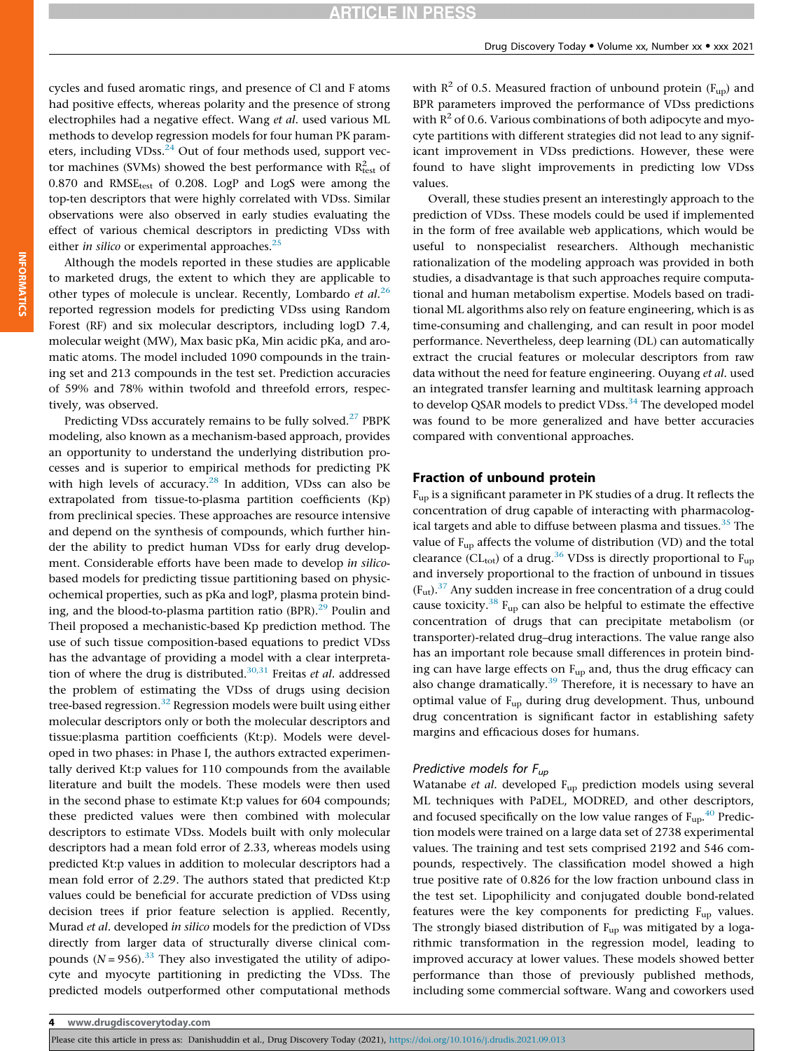cycles and fused aromatic rings, and presence of Cl and F atoms had positive effects, whereas polarity and the presence of strong electrophiles had a negative effect. Wang *et al.* used various ML methods to develop regression models for four human PK parameters, including VDss.[24] Out of four methods used, support vector machines (SVMs) showed the best performance with $R^2_{test}$ of 0.870 and $RMSE_{test}$ of 0.208. LogP and LogS were among the top-ten descriptors that were highly correlated with VDss. Similar observations were also observed in early studies evaluating the effect of various chemical descriptors in predicting VDss with either *in silico* or experimental approaches.[25]

Although the models reported in these studies are applicable to marketed drugs, the extent to which they are applicable to other types of molecule is unclear. Recently, Lombardo *et al.*[26] reported regression models for predicting VDss using Random Forest (RF) and six molecular descriptors, including logD 7.4, molecular weight (MW), Max basic pKa, Min acidic pKa, and aromatic atoms. The model included 1090 compounds in the training set and 213 compounds in the test set. Prediction accuracies of 59% and 78% within twofold and threefold errors, respectively, was observed.

Predicting VDss accurately remains to be fully solved.[27] PBPK modeling, also known as a mechanism-based approach, provides an opportunity to understand the underlying distribution processes and is superior to empirical methods for predicting PK with high levels of accuracy.[28] In addition, VDss can also be extrapolated from tissue-to-plasma partition coefficients (Kp) from preclinical species. These approaches are resource intensive and depend on the synthesis of compounds, which further hinder the ability to predict human VDss for early drug development. Considerable efforts have been made to develop *in silico*-based models for predicting tissue partitioning based on physicochemical properties, such as pKa and logP, plasma protein binding, and the blood-to-plasma partition ratio (BPR).[29] Poulin and Theil proposed a mechanistic-based Kp prediction method. The use of such tissue composition-based equations to predict VDss has the advantage of providing a model with a clear interpretation of where the drug is distributed.[30,31] Freitas *et al.* addressed the problem of estimating the VDss of drugs using decision tree-based regression.[32] Regression models were built using either molecular descriptors only or both the molecular descriptors and tissue:plasma partition coefficients (Kt:p). Models were developed in two phases: in Phase I, the authors extracted experimentally derived Kt:p values for 110 compounds from the available literature and built the models. These models were then used in the second phase to estimate Kt:p values for 604 compounds; these predicted values were then combined with molecular descriptors to estimate VDss. Models built with only molecular descriptors had a mean fold error of 2.33, whereas models using predicted Kt:p values in addition to molecular descriptors had a mean fold error of 2.29. The authors stated that predicted Kt:p values could be beneficial for accurate prediction of VDss using decision trees if prior feature selection is applied. Recently, Murad *et al.* developed *in silico* models for the prediction of VDss directly from larger data of structurally diverse clinical compounds ($N = 956$).[33] They also investigated the utility of adipocyte and myocyte partitioning in predicting the VDss. The predicted models outperformed other computational methods with $R^2$ of 0.5. Measured fraction of unbound protein ($F_{up}$) and BPR parameters improved the performance of VDss predictions with $R^2$ of 0.6. Various combinations of both adipocyte and myocyte partitions with different strategies did not lead to any significant improvement in VDss predictions. However, these were found to have slight improvements in predicting low VDss values.

Overall, these studies present an interestingly approach to the prediction of VDss. These models could be used if implemented in the form of free available web applications, which would be useful to nonspecialist researchers. Although mechanistic rationalization of the modeling approach was provided in both studies, a disadvantage is that such approaches require computational and human metabolism expertise. Models based on traditional ML algorithms also rely on feature engineering, which is as time-consuming and challenging, and can result in poor model performance. Nevertheless, deep learning (DL) can automatically extract the crucial features or molecular descriptors from raw data without the need for feature engineering. Ouyang *et al.* used an integrated transfer learning and multitask learning approach to develop QSAR models to predict VDss.[34] The developed model was found to be more generalized and have better accuracies compared with conventional approaches.

## Fraction of unbound protein

$F_{up}$ is a significant parameter in PK studies of a drug. It reflects the concentration of drug capable of interacting with pharmacological targets and able to diffuse between plasma and tissues.[35] The value of $F_{up}$ affects the volume of distribution (VD) and the total clearance ($CL_{tot}$) of a drug.[36] VDss is directly proportional to $F_{up}$ and inversely proportional to the fraction of unbound in tissues ($F_{ut}$).[37] Any sudden increase in free concentration of a drug could cause toxicity.[38] $F_{up}$ can also be helpful to estimate the effective concentration of drugs that can precipitate metabolism (or transporter)-related drug–drug interactions. The value range also has an important role because small differences in protein binding can have large effects on $F_{up}$ and, thus the drug efficacy can also change dramatically.[39] Therefore, it is necessary to have an optimal value of $F_{up}$ during drug development. Thus, unbound drug concentration is significant factor in establishing safety margins and efficacious doses for humans.

### *Predictive models for $F_{up}$*

Watanabe *et al.* developed $F_{up}$ prediction models using several ML techniques with PaDEL, MODRED, and other descriptors, and focused specifically on the low value ranges of $F_{up}$.[40] Prediction models were trained on a large data set of 2738 experimental values. The training and test sets comprised 2192 and 546 compounds, respectively. The classification model showed a high true positive rate of 0.826 for the low fraction unbound class in the test set. Lipophilicity and conjugated double bond-related features were the key components for predicting $F_{up}$ values. The strongly biased distribution of $F_{up}$ was mitigated by a logarithmic transformation in the regression model, leading to improved accuracy at lower values. These models showed better performance than those of previously published methods, including some commercial software. Wang and coworkers used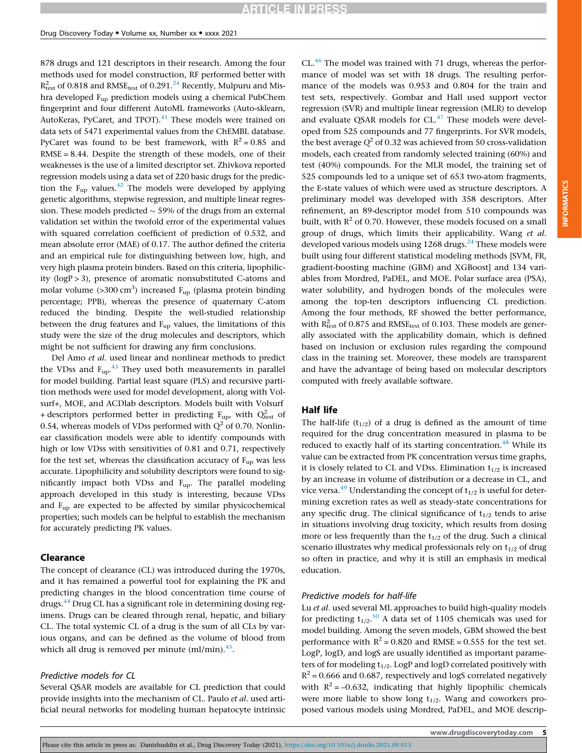878 drugs and 121 descriptors in their research. Among the four methods used for model construction, RF performed better with $R^2_{test}$ of 0.818 and $RMSE_{test}$ of 0.291.[24] Recently, Mulpuru and Mishra developed $F_{up}$ prediction models using a chemical PubChem fingerprint and four different AutoML frameworks (Auto-sklearn, AutoKeras, PyCaret, and TPOT).[41] These models were trained on data sets of 5471 experimental values from the ChEMBL database. PyCaret was found to be best framework, with $R^2 = 0.85$ and RMSE = 8.44. Despite the strength of these models, one of their weaknesses is the use of a limited descriptor set. Zhivkova reported regression models using a data set of 220 basic drugs for the prediction the $F_{up}$ values.[42] The models were developed by applying genetic algorithms, stepwise regression, and multiple linear regression. These models predicted ~ 59% of the drugs from an external validation set within the twofold error of the experimental values with squared correlation coefficient of prediction of 0.532, and mean absolute error (MAE) of 0.17. The author defined the criteria and an empirical rule for distinguishing between low, high, and very high plasma protein binders. Based on this criteria, lipophilicity (logP > 3), presence of aromatic nonsubstituted C-atoms and molar volume (>300 $cm^3$) increased $F_{up}$ (plasma protein binding percentage; PPB), whereas the presence of quaternary C-atom reduced the binding. Despite the well-studied relationship between the drug features and $F_{up}$ values, the limitations of this study were the size of the drug molecules and descriptors, which might be not sufficient for drawing any firm conclusions.

Del Amo *et al.* used linear and nonlinear methods to predict the VDss and $F_{up}$.[43] They used both measurements in parallel for model building. Partial least square (PLS) and recursive partition methods were used for model development, along with Volsurf+, MOE, and ACDlab descriptors. Models built with Volsurf + descriptors performed better in predicting $F_{up}$, with $Q^2_{test}$ of 0.54, whereas models of VDss performed with $Q^2$ of 0.70. Nonlinear classification models were able to identify compounds with high or low VDss with sensitivities of 0.81 and 0.71, respectively for the test set, whereas the classification accuracy of $F_{up}$ was less accurate. Lipophilicity and solubility descriptors were found to significantly impact both VDss and $F_{up}$. The parallel modeling approach developed in this study is interesting, because VDss and $F_{up}$ are expected to be affected by similar physicochemical properties; such models can be helpful to establish the mechanism for accurately predicting PK values.

## Clearance

The concept of clearance (CL) was introduced during the 1970s, and it has remained a powerful tool for explaining the PK and predicting changes in the blood concentration time course of drugs.[44] Drug CL has a significant role in determining dosing regimens. Drugs can be cleared through renal, hepatic, and biliary CL. The total systemic CL of a drug is the sum of all CLs by various organs, and can be defined as the volume of blood from which all drug is removed per minute (ml/min).[45].

### *Predictive models for CL*

Several QSAR models are available for CL prediction that could provide insights into the mechanism of CL. Paulo *et al.* used artificial neural networks for modeling human hepatocyte intrinsic CL.[46] The model was trained with 71 drugs, whereas the performance of model was set with 18 drugs. The resulting performance of the models was 0.953 and 0.804 for the train and test sets, respectively. Gombar and Hall used support vector regression (SVR) and multiple linear regression (MLR) to develop and evaluate QSAR models for CL.[47] These models were developed from 525 compounds and 77 fingerprints. For SVR models, the best average $Q^2$ of 0.32 was achieved from 50 cross-validation models, each created from randomly selected training (60%) and test (40%) compounds. For the MLR model, the training set of 525 compounds led to a unique set of 653 two-atom fragments, the E-state values of which were used as structure descriptors. A preliminary model was developed with 358 descriptors. After refinement, an 89-descriptor model from 510 compounds was built, with $R^2$ of 0.70. However, these models focused on a small group of drugs, which limits their applicability. Wang *et al.* developed various models using 1268 drugs.[24] These models were built using four different statistical modeling methods [SVM, FR, gradient-boosting machine (GBM) and XGBoost] and 134 variables from Mordred, PaDEL, and MOE. Polar surface area (PSA), water solubility, and hydrogen bonds of the molecules were among the top-ten descriptors influencing CL prediction. Among the four methods, RF showed the better performance, with $R^2_{test}$ of 0.875 and $RMSE_{test}$ of 0.103. These models are generally associated with the applicability domain, which is defined based on inclusion or exclusion rules regarding the compound class in the training set. Moreover, these models are transparent and have the advantage of being based on molecular descriptors computed with freely available software.

## Half life

The half-life ($t_{1/2}$) of a drug is defined as the amount of time required for the drug concentration measured in plasma to be reduced to exactly half of its starting concentration.[48] While its value can be extracted from PK concentration versus time graphs, it is closely related to CL and VDss. Elimination $t_{1/2}$ is increased by an increase in volume of distribution or a decrease in CL, and vice versa.[49] Understanding the concept of $t_{1/2}$ is useful for determining excretion rates as well as steady-state concentrations for any specific drug. The clinical significance of $t_{1/2}$ tends to arise in situations involving drug toxicity, which results from dosing more or less frequently than the $t_{1/2}$ of the drug. Such a clinical scenario illustrates why medical professionals rely on $t_{1/2}$ of drug so often in practice, and why it is still an emphasis in medical education.

### *Predictive models for half-life*

Lu *et al.* used several ML approaches to build high-quality models for predicting $t_{1/2}$.[50] A data set of 1105 chemicals was used for model building. Among the seven models, GBM showed the best performance with $R^2 = 0.820$ and RMSE = 0.555 for the test set. LogP, logD, and logS are usually identified as important parameters of for modeling $t_{1/2}$. LogP and logD correlated positively with $R^2 = 0.666$ and 0.687, respectively and logS correlated negatively with $R^2 = -0.632$, indicating that highly lipophilic chemicals were more liable to show long $t_{1/2}$. Wang and coworkers proposed various models using Mordred, PaDEL, and MOE descrip-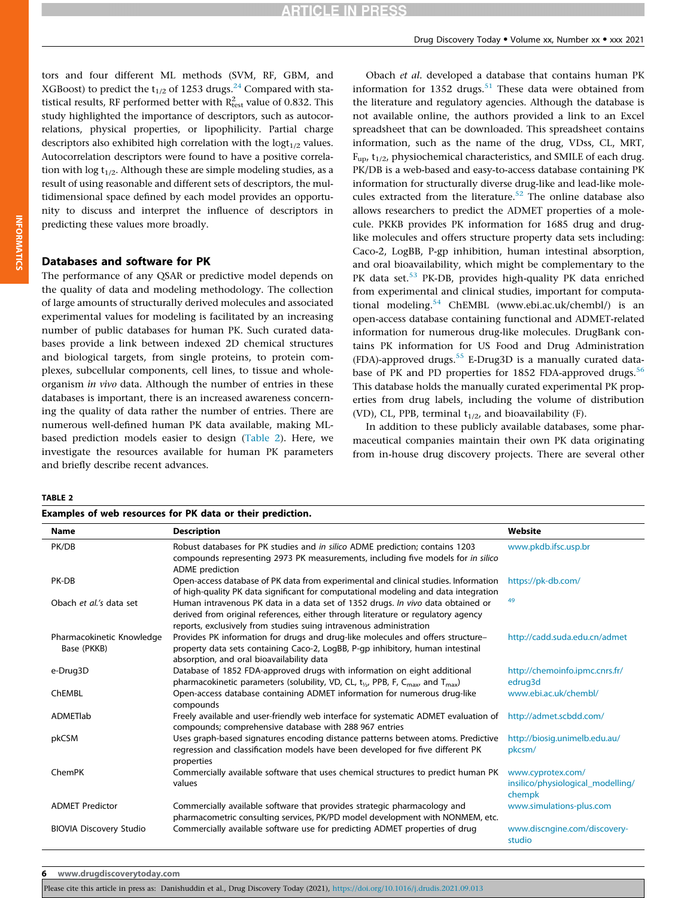tors and four different ML methods (SVM, RF, GBM, and XGBoost) to predict the $t_{1/2}$ of 1253 drugs.[24] Compared with statistical results, RF performed better with $R^2_{test}$ value of 0.832. This study highlighted the importance of descriptors, such as autocorrelations, physical properties, or lipophilicity. Partial charge descriptors also exhibited high correlation with the $\log t_{1/2}$ values. Autocorrelation descriptors were found to have a positive correlation with $\log t_{1/2}$. Although these are simple modeling studies, as a result of using reasonable and different sets of descriptors, the multidimensional space defined by each model provides an opportunity to discuss and interpret the influence of descriptors in predicting these values more broadly.

## Databases and software for PK

The performance of any QSAR or predictive model depends on the quality of data and modeling methodology. The collection of large amounts of structurally derived molecules and associated experimental values for modeling is facilitated by an increasing number of public databases for human PK. Such curated databases provide a link between indexed 2D chemical structures and biological targets, from single proteins, to protein complexes, subcellular components, cell lines, to tissue and whole-organism *in vivo* data. Although the number of entries in these databases is important, there is an increased awareness concerning the quality of data rather the number of entries. There are numerous well-defined human PK data available, making ML-based prediction models easier to design (Table 2). Here, we investigate the resources available for human PK parameters and briefly describe recent advances.

Obach *et al*. developed a database that contains human PK information for 1352 drugs.[51] These data were obtained from the literature and regulatory agencies. Although the database is not available online, the authors provided a link to an Excel spreadsheet that can be downloaded. This spreadsheet contains information, such as the name of the drug, VDss, CL, MRT, $F_{up}$, $t_{1/2}$, physiochemical characteristics, and SMILE of each drug. PK/DB is a web-based and easy-to-access database containing PK information for structurally diverse drug-like and lead-like molecules extracted from the literature.[52] The online database also allows researchers to predict the ADMET properties of a molecule. PKKB provides PK information for 1685 drug and drug-like molecules and offers structure property data sets including: Caco-2, LogBB, P-gp inhibition, human intestinal absorption, and oral bioavailability, which might be complementary to the PK data set.[53] PK-DB, provides high-quality PK data enriched from experimental and clinical studies, important for computational modeling.[54] ChEMBL (www.ebi.ac.uk/chembl/) is an open-access database containing functional and ADMET-related information for numerous drug-like molecules. DrugBank contains PK information for US Food and Drug Administration (FDA)-approved drugs.[55] E-Drug3D is a manually curated database of PK and PD properties for 1852 FDA-approved drugs.[56] This database holds the manually curated experimental PK properties from drug labels, including the volume of distribution (VD), CL, PPB, terminal $t_{1/2}$, and bioavailability (F).

In addition to these publicly available databases, some pharmaceutical companies maintain their own PK data originating from in-house drug discovery projects. There are several other

**TABLE 2**

**Examples of web resources for PK data or their prediction.**

| Name | Description | Website |
|---|---|---|
| PK/DB | Robust databases for PK studies and *in silico* ADME prediction; contains 1203 compounds representing 2973 PK measurements, including five models for *in silico* ADME prediction | www.pkdb.ifsc.usp.br |
| PK-DB | Open-access database of PK data from experimental and clinical studies. Information of high-quality PK data significant for computational modeling and data integration | https://pk-db.com/ |
| Obach *et al.'s* data set | Human intravenous PK data in a data set of 1352 drugs. *In vivo* data obtained or derived from original references, either through literature or regulatory agency reports, exclusively from studies suing intravenous administration | [49] |
| Pharmacokinetic Knowledge Base (PKKB) | Provides PK information for drugs and drug-like molecules and offers structure–property data sets containing Caco-2, LogBB, P-gp inhibitory, human intestinal absorption, and oral bioavailability data | http://cadd.suda.edu.cn/admet |
| e-Drug3D | Database of 1852 FDA-approved drugs with information on eight additional pharmacokinetic parameters (solubility, VD, CL, $t_{1/2}$, PPB, F, $C_{max}$, and $T_{max}$) | http://chemoinfo.ipmc.cnrs.fr/edrug3d |
| ChEMBL | Open-access database containing ADMET information for numerous drug-like compounds | www.ebi.ac.uk/chembl/ |
| ADMETlab | Freely available and user-friendly web interface for systematic ADMET evaluation of compounds; comprehensive database with 288 967 entries | http://admet.scbdd.com/ |
| pkCSM | Uses graph-based signatures encoding distance patterns between atoms. Predictive regression and classification models have been developed for five different PK properties | http://biosig.unimelb.edu.au/pkcsm/ |
| ChemPK | Commercially available software that uses chemical structures to predict human PK values | www.cyprotex.com/insilico/physiological_modelling/chempk |
| ADMET Predictor | Commercially available software that provides strategic pharmacology and pharmacometric consulting services, PK/PD model development with NONMEM, etc. | www.simulations-plus.com |
| BIOVIA Discovery Studio | Commercially available software use for predicting ADMET properties of drug | www.discngine.com/discovery-studio |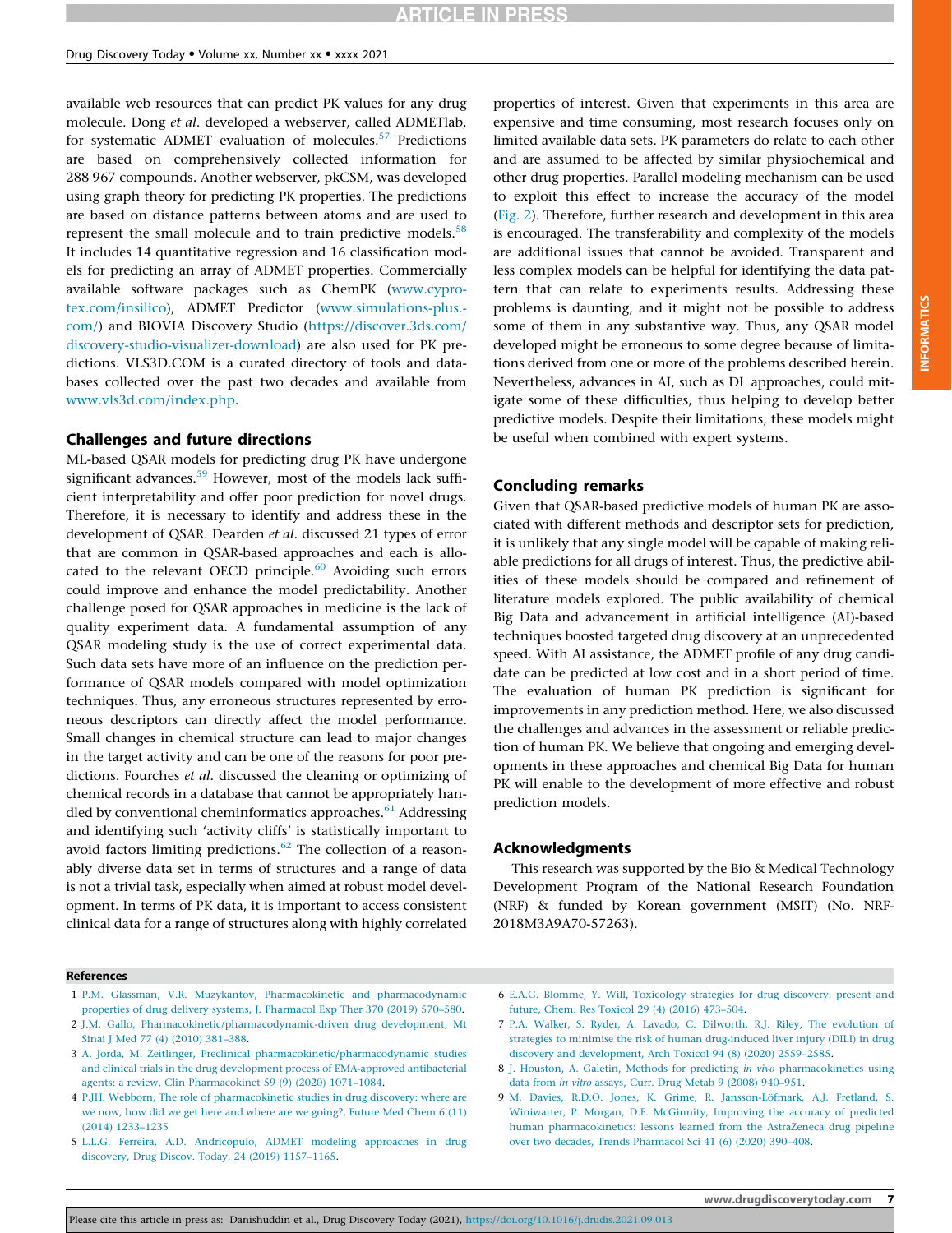available web resources that can predict PK values for any drug molecule. Dong *et al*. developed a webserver, called ADMETlab, for systematic ADMET evaluation of molecules.[57] Predictions are based on comprehensively collected information for 288 967 compounds. Another webserver, pkCSM, was developed using graph theory for predicting PK properties. The predictions are based on distance patterns between atoms and are used to represent the small molecule and to train predictive models.[58] It includes 14 quantitative regression and 16 classification models for predicting an array of ADMET properties. Commercially available software packages such as ChemPK (www.cyprotex.com/insilico), ADMET Predictor (www.simulations-plus.com/) and BIOVIA Discovery Studio (https://discover.3ds.com/discovery-studio-visualizer-download) are also used for PK predictions. VLS3D.COM is a curated directory of tools and databases collected over the past two decades and available from www.vls3d.com/index.php.

## Challenges and future directions

ML-based QSAR models for predicting drug PK have undergone significant advances.[59] However, most of the models lack sufficient interpretability and offer poor prediction for novel drugs. Therefore, it is necessary to identify and address these in the development of QSAR. Dearden *et al*. discussed 21 types of error that are common in QSAR-based approaches and each is allocated to the relevant OECD principle.[60] Avoiding such errors could improve and enhance the model predictability. Another challenge posed for QSAR approaches in medicine is the lack of quality experiment data. A fundamental assumption of any QSAR modeling study is the use of correct experimental data. Such data sets have more of an influence on the prediction performance of QSAR models compared with model optimization techniques. Thus, any erroneous structures represented by erroneous descriptors can directly affect the model performance. Small changes in chemical structure can lead to major changes in the target activity and can be one of the reasons for poor predictions. Fourches *et al*. discussed the cleaning or optimizing of chemical records in a database that cannot be appropriately handled by conventional cheminformatics approaches.[61] Addressing and identifying such 'activity cliffs' is statistically important to avoid factors limiting predictions.[62] The collection of a reasonably diverse data set in terms of structures and a range of data is not a trivial task, especially when aimed at robust model development. In terms of PK data, it is important to access consistent clinical data for a range of structures along with highly correlated properties of interest. Given that experiments in this area are expensive and time consuming, most research focuses only on limited available data sets. PK parameters do relate to each other and are assumed to be affected by similar physiochemical and other drug properties. Parallel modeling mechanism can be used to exploit this effect to increase the accuracy of the model (Fig. 2). Therefore, further research and development in this area is encouraged. The transferability and complexity of the models are additional issues that cannot be avoided. Transparent and less complex models can be helpful for identifying the data pattern that can relate to experiments results. Addressing these problems is daunting, and it might not be possible to address some of them in any substantive way. Thus, any QSAR model developed might be erroneous to some degree because of limitations derived from one or more of the problems described herein. Nevertheless, advances in AI, such as DL approaches, could mitigate some of these difficulties, thus helping to develop better predictive models. Despite their limitations, these models might be useful when combined with expert systems.

## Concluding remarks

Given that QSAR-based predictive models of human PK are associated with different methods and descriptor sets for prediction, it is unlikely that any single model will be capable of making reliable predictions for all drugs of interest. Thus, the predictive abilities of these models should be compared and refinement of literature models explored. The public availability of chemical Big Data and advancement in artificial intelligence (AI)-based techniques boosted targeted drug discovery at an unprecedented speed. With AI assistance, the ADMET profile of any drug candidate can be predicted at low cost and in a short period of time. The evaluation of human PK prediction is significant for improvements in any prediction method. Here, we also discussed the challenges and advances in the assessment or reliable prediction of human PK. We believe that ongoing and emerging developments in these approaches and chemical Big Data for human PK will enable to the development of more effective and robust prediction models.

## Acknowledgments

This research was supported by the Bio & Medical Technology Development Program of the National Research Foundation (NRF) & funded by Korean government (MSIT) (No. NRF-2018M3A9A70-57263).

## References

1. P.M. Glassman, V.R. Muzykantov, Pharmacokinetic and pharmacodynamic properties of drug delivery systems, J. Pharmacol Exp Ther 370 (2019) 570–580.
2. J.M. Gallo, Pharmacokinetic/pharmacodynamic-driven drug development, Mt Sinai J Med 77 (4) (2010) 381–388.
3. A. Jorda, M. Zeitlinger, Preclinical pharmacokinetic/pharmacodynamic studies and clinical trials in the drug development process of EMA-approved antibacterial agents: a review, Clin Pharmacokinet 59 (9) (2020) 1071–1084.
4. P.JH. Webborn, The role of pharmacokinetic studies in drug discovery: where are we now, how did we get here and where are we going?, Future Med Chem 6 (11) (2014) 1233–1235
5. L.L.G. Ferreira, A.D. Andricopulo, ADMET modeling approaches in drug discovery, Drug Discov. Today. 24 (2019) 1157–1165.
6. E.A.G. Blomme, Y. Will, Toxicology strategies for drug discovery: present and future, Chem. Res Toxicol 29 (4) (2016) 473–504.
7. P.A. Walker, S. Ryder, A. Lavado, C. Dilworth, R.J. Riley, The evolution of strategies to minimise the risk of human drug-induced liver injury (DILI) in drug discovery and development, Arch Toxicol 94 (8) (2020) 2559–2585.
8. J. Houston, A. Galetin, Methods for predicting *in vivo* pharmacokinetics using data from *in vitro* assays, Curr. Drug Metab 9 (2008) 940–951.
9. M. Davies, R.D.O. Jones, K. Grime, R. Jansson-Löfmark, A.J. Fretland, S. Winiwarter, P. Morgan, D.F. McGinnity, Improving the accuracy of predicted human pharmacokinetics: lessons learned from the AstraZeneca drug pipeline over two decades, Trends Pharmacol Sci 41 (6) (2020) 390–408.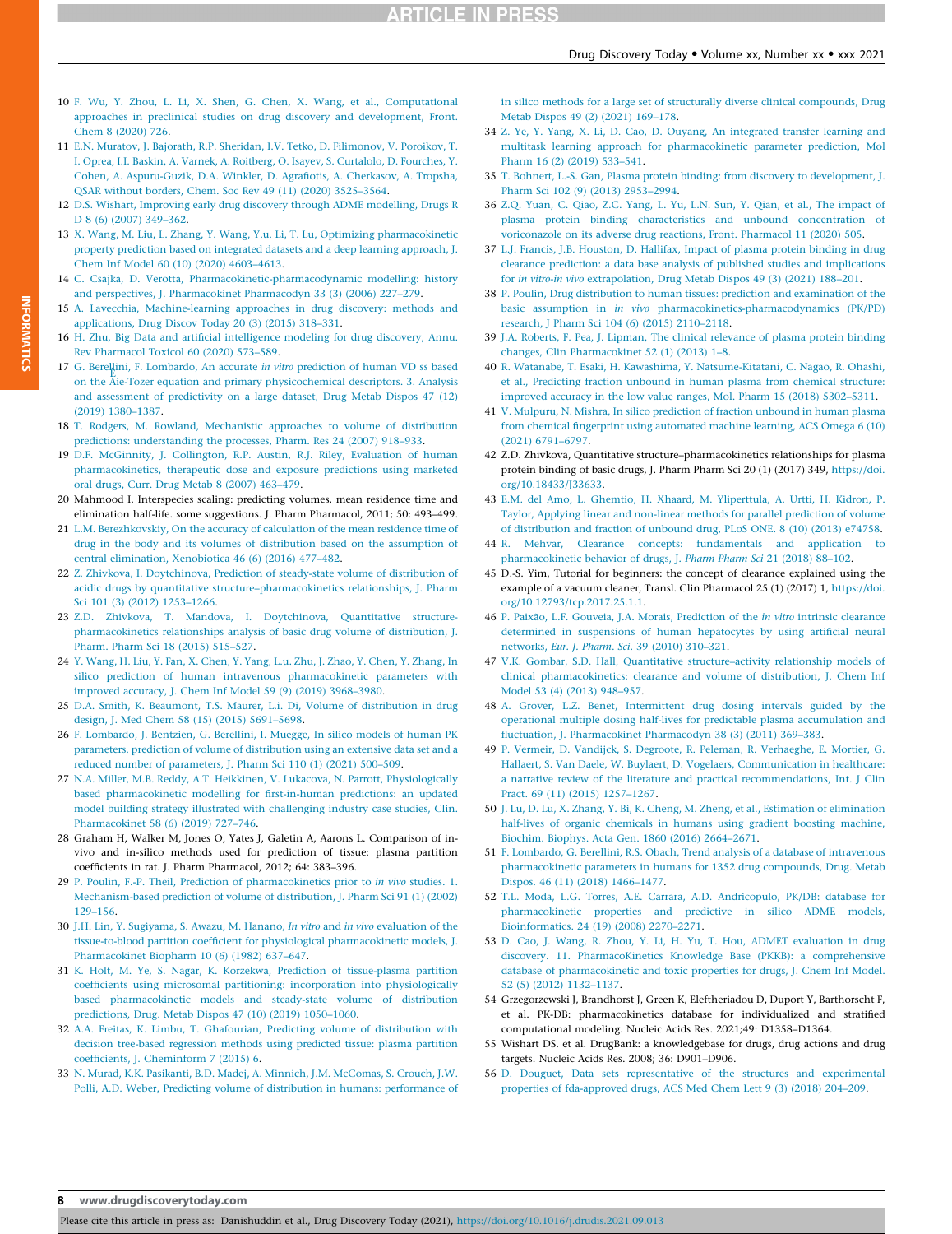10 F. Wu, Y. Zhou, L. Li, X. Shen, G. Chen, X. Wang, et al., Computational approaches in preclinical studies on drug discovery and development, Front. Chem 8 (2020) 726.

11 E.N. Muratov, J. Bajorath, R.P. Sheridan, I.V. Tetko, D. Filimonov, V. Poroikov, T. I. Oprea, I.I. Baskin, A. Varnek, A. Roitberg, O. Isayev, S. Curtalolo, D. Fourches, Y. Cohen, A. Aspuru-Guzik, D.A. Winkler, D. Agrafiotis, A. Cherkasov, A. Tropsha, QSAR without borders, Chem. Soc Rev 49 (11) (2020) 3525–3564.

12 D.S. Wishart, Improving early drug discovery through ADME modelling, Drugs R D 8 (6) (2007) 349–362.

13 X. Wang, M. Liu, L. Zhang, Y. Wang, Y.u. Li, T. Lu, Optimizing pharmacokinetic property prediction based on integrated datasets and a deep learning approach, J. Chem Inf Model 60 (10) (2020) 4603–4613.

14 C. Csajka, D. Verotta, Pharmacokinetic-pharmacodynamic modelling: history and perspectives, J. Pharmacokinet Pharmacodyn 33 (3) (2006) 227–279.

15 A. Lavecchia, Machine-learning approaches in drug discovery: methods and applications, Drug Discov Today 20 (3) (2015) 318–331.

16 H. Zhu, Big Data and artificial intelligence modeling for drug discovery, Annu. Rev Pharmacol Toxicol 60 (2020) 573–589.

17 G. Berellini, F. Lombardo, An accurate *in vitro* prediction of human VD ss based on the Øie-Tozer equation and primary physicochemical descriptors. 3. Analysis and assessment of predictivity on a large dataset, Drug Metab Dispos 47 (12) (2019) 1380–1387.

18 T. Rodgers, M. Rowland, Mechanistic approaches to volume of distribution predictions: understanding the processes, Pharm. Res 24 (2007) 918–933.

19 D.F. McGinnity, J. Collington, R.P. Austin, R.J. Riley, Evaluation of human pharmacokinetics, therapeutic dose and exposure predictions using marketed oral drugs, Curr. Drug Metab 8 (2007) 463–479.

20 Mahmood I. Interspecies scaling: predicting volumes, mean residence time and elimination half-life. some suggestions. J. Pharm Pharmacol, 2011; 50: 493–499.

21 L.M. Berezhkovskiy, On the accuracy of calculation of the mean residence time of drug in the body and its volumes of distribution based on the assumption of central elimination, Xenobiotica 46 (6) (2016) 477–482.

22 Z. Zhivkova, I. Doytchinova, Prediction of steady-state volume of distribution of acidic drugs by quantitative structure–pharmacokinetics relationships, J. Pharm Sci 101 (3) (2012) 1253–1266.

23 Z.D. Zhivkova, T. Mandova, I. Doytchinova, Quantitative structure-pharmacokinetics relationships analysis of basic drug volume of distribution, J. Pharm. Pharm Sci 18 (2015) 515–527.

24 Y. Wang, H. Liu, Y. Fan, X. Chen, Y. Yang, L.u. Zhu, J. Zhao, Y. Chen, Y. Zhang, In silico prediction of human intravenous pharmacokinetic parameters with improved accuracy, J. Chem Inf Model 59 (9) (2019) 3968–3980.

25 D.A. Smith, K. Beaumont, T.S. Maurer, L.i. Di, Volume of distribution in drug design, J. Med Chem 58 (15) (2015) 5691–5698.

26 F. Lombardo, J. Bentzien, G. Berellini, I. Muegge, In silico models of human PK parameters. prediction of volume of distribution using an extensive data set and a reduced number of parameters, J. Pharm Sci 110 (1) (2021) 500–509.

27 N.A. Miller, M.B. Reddy, A.T. Heikkinen, V. Lukacova, N. Parrott, Physiologically based pharmacokinetic modelling for first-in-human predictions: an updated model building strategy illustrated with challenging industry case studies, Clin. Pharmacokinet 58 (6) (2019) 727–746.

28 Graham H, Walker M, Jones O, Yates J, Galetin A, Aarons L. Comparison of in-vivo and in-silico methods used for prediction of tissue: plasma partition coefficients in rat. J. Pharm Pharmacol, 2012; 64: 383–396.

29 P. Poulin, F.-P. Theil, Prediction of pharmacokinetics prior to *in vivo* studies. 1. Mechanism-based prediction of volume of distribution, J Pharm Sci 91 (1) (2002) 129–156.

30 J.H. Lin, Y. Sugiyama, S. Awazu, M. Hanano, *In vitro* and *in vivo* evaluation of the tissue-to-blood partition coefficient for physiological pharmacokinetic models, J. Pharmacokinet Biopharm 10 (6) (1982) 637–647.

31 K. Holt, M. Ye, S. Nagar, K. Korzekwa, Prediction of tissue-plasma partition coefficients using microsomal partitioning: incorporation into physiologically based pharmacokinetic models and steady-state volume of distribution predictions, Drug. Metab Dispos 47 (10) (2019) 1050–1060.

32 A.A. Freitas, K. Limbu, T. Ghafourian, Predicting volume of distribution with decision tree-based regression methods using predicted tissue: plasma partition coefficients, J. Cheminform 7 (2015) 6.

33 N. Murad, K.K. Pasikanti, B.D. Madej, A. Minnich, J.M. McComas, S. Crouch, J.W. Polli, A.D. Weber, Predicting volume of distribution in humans: performance of in silico methods for a large set of structurally diverse clinical compounds, Drug Metab Dispos 49 (2) (2021) 169–178.

34 Z. Ye, Y. Yang, X. Li, D. Cao, D. Ouyang, An integrated transfer learning and multitask learning approach for pharmacokinetic parameter prediction, Mol Pharm 16 (2) (2019) 533–541.

35 T. Bohnert, L.-S. Gan, Plasma protein binding: from discovery to development, J. Pharm Sci 102 (9) (2013) 2953–2994.

36 Z.Q. Yuan, C. Qiao, Z.C. Yang, L. Yu, L.N. Sun, Y. Qian, et al., The impact of plasma protein binding characteristics and unbound concentration of voriconazole on its adverse drug reactions, Front. Pharmacol 11 (2020) 505.

37 L.J. Francis, J.B. Houston, D. Hallifax, Impact of plasma protein binding in drug clearance prediction: a data base analysis of published studies and implications for *in vitro-in vivo* extrapolation, Drug Metab Dispos 49 (3) (2021) 188–201.

38 P. Poulin, Drug distribution to human tissues: prediction and examination of the basic assumption in *in vivo* pharmacokinetics-pharmacodynamics (PK/PD) research, J Pharm Sci 104 (6) (2015) 2110–2118.

39 J.A. Roberts, F. Pea, J. Lipman, The clinical relevance of plasma protein binding changes, Clin Pharmacokinet 52 (1) (2013) 1–8.

40 R. Watanabe, T. Esaki, H. Kawashima, Y. Natsume-Kitatani, C. Nagao, R. Ohashi, et al., Predicting fraction unbound in human plasma from chemical structure: improved accuracy in the low value ranges, Mol. Pharm 15 (2018) 5302–5311.

41 V. Mulpuru, N. Mishra, In silico prediction of fraction unbound in human plasma from chemical fingerprint using automated machine learning, ACS Omega 6 (10) (2021) 6791–6797.

42 Z.D. Zhivkova, Quantitative structure–pharmacokinetics relationships for plasma protein binding of basic drugs, J. Pharm Pharm Sci 20 (1) (2017) 349, https://doi.org/10.18433/J33633.

43 E.M. del Amo, L. Ghemtio, H. Xhaard, M. Yliperttula, A. Urtti, H. Kidron, P. Taylor, Applying linear and non-linear methods for parallel prediction of volume of distribution and fraction of unbound drug, PLoS ONE. 8 (10) (2013) e74758.

44 R. Mehvar, Clearance concepts: fundamentals and application to pharmacokinetic behavior of drugs, J. *Pharm Pharm Sci* 21 (2018) 88–102.

45 D.-S. Yim, Tutorial for beginners: the concept of clearance explained using the example of a vacuum cleaner, Transl. Clin Pharmacol 25 (1) (2017) 1, https://doi.org/10.12793/tcp.2017.25.1.1.

46 P. Paixão, L.F. Gouveia, J.A. Morais, Prediction of the *in vitro* intrinsic clearance determined in suspensions of human hepatocytes by using artificial neural networks, *Eur. J. Pharm. Sci.* 39 (2010) 310–321.

47 V.K. Gombar, S.D. Hall, Quantitative structure–activity relationship models of clinical pharmacokinetics: clearance and volume of distribution, J. Chem Inf Model 53 (4) (2013) 948–957.

48 A. Grover, L.Z. Benet, Intermittent drug dosing intervals guided by the operational multiple dosing half-lives for predictable plasma accumulation and fluctuation, J. Pharmacokinet Pharmacodyn 38 (3) (2011) 369–383.

49 P. Vermeir, D. Vandijck, S. Degroote, R. Peleman, R. Verhaeghe, E. Mortier, G. Hallaert, S. Van Daele, W. Buylaert, D. Vogelaers, Communication in healthcare: a narrative review of the literature and practical recommendations, Int. J Clin Pract. 69 (11) (2015) 1257–1267.

50 J. Lu, D. Lu, X. Zhang, Y. Bi, K. Cheng, M. Zheng, et al., Estimation of elimination half-lives of organic chemicals in humans using gradient boosting machine, Biochim. Biophys. Acta Gen. 1860 (2016) 2664–2671.

51 F. Lombardo, G. Berellini, R.S. Obach, Trend analysis of a database of intravenous pharmacokinetic parameters in humans for 1352 drug compounds, Drug. Metab Dispos. 46 (11) (2018) 1466–1477.

52 T.L. Moda, L.G. Torres, A.E. Carrara, A.D. Andricopulo, PK/DB: database for pharmacokinetic properties and predictive in silico ADME models, Bioinformatics. 24 (19) (2008) 2270–2271.

53 D. Cao, J. Wang, R. Zhou, Y. Li, H. Yu, T. Hou, ADMET evaluation in drug discovery. 11. PharmacoKinetics Knowledge Base (PKKB): a comprehensive database of pharmacokinetic and toxic properties for drugs, J. Chem Inf Model. 52 (5) (2012) 1132–1137.

54 Grzegorzewski J, Brandhorst J, Green K, Eleftheriadou D, Duport Y, Barthorscht F, et al. PK-DB: pharmacokinetics database for individualized and stratified computational modeling. Nucleic Acids Res. 2021;49: D1358–D1364.

55 Wishart DS. et al. DrugBank: a knowledgebase for drugs, drug actions and drug targets. Nucleic Acids Res. 2008; 36: D901–D906.

56 D. Douguet, Data sets representative of the structures and experimental properties of fda-approved drugs, ACS Med Chem Lett 9 (3) (2018) 204–209.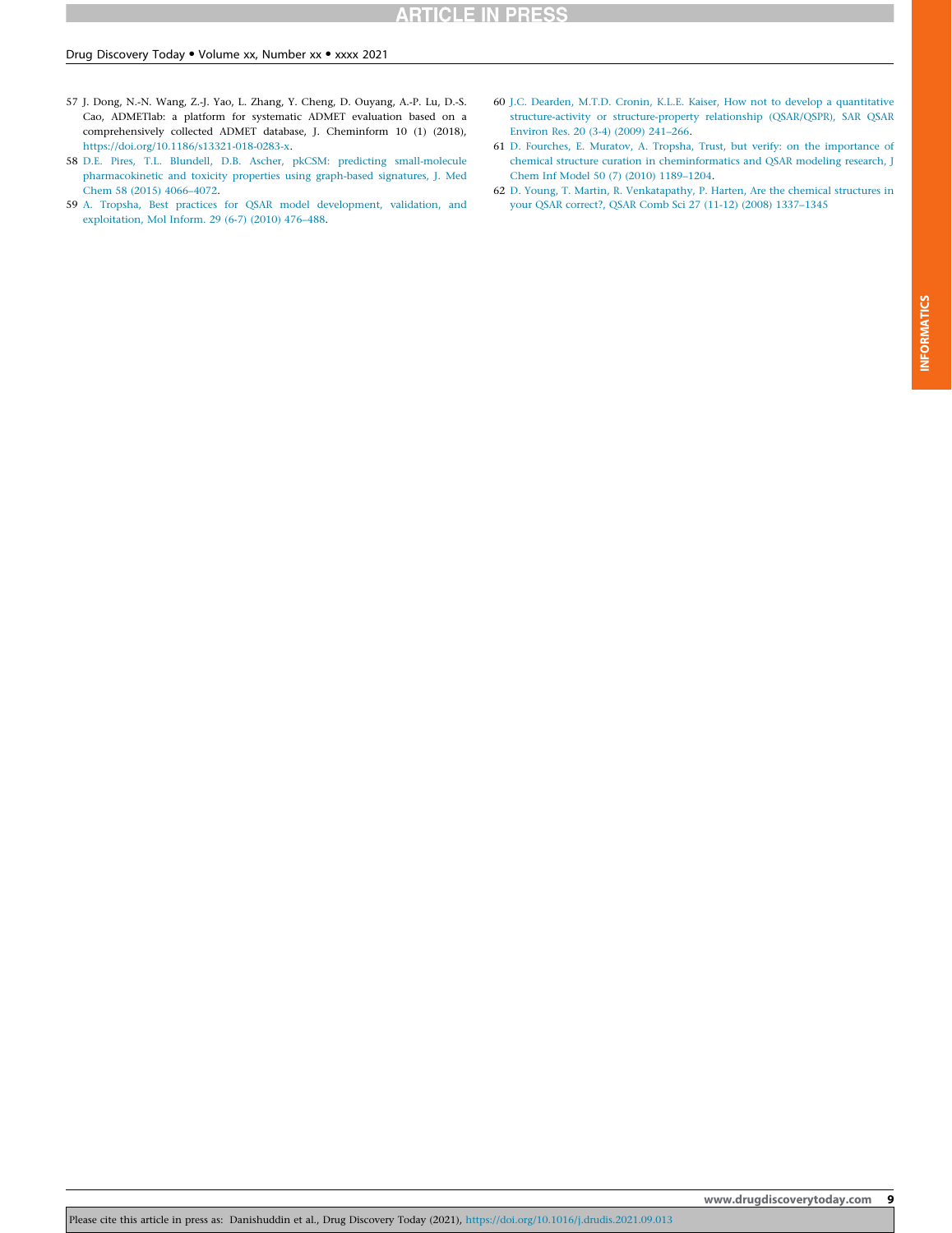57 J. Dong, N.-N. Wang, Z.-J. Yao, L. Zhang, Y. Cheng, D. Ouyang, A.-P. Lu, D.-S. Cao, ADMETlab: a platform for systematic ADMET evaluation based on a comprehensively collected ADMET database, J. Cheminform 10 (1) (2018), https://doi.org/10.1186/s13321-018-0283-x.

58 D.E. Pires, T.L. Blundell, D.B. Ascher, pkCSM: predicting small-molecule pharmacokinetic and toxicity properties using graph-based signatures, J. Med Chem 58 (2015) 4066–4072.

59 A. Tropsha, Best practices for QSAR model development, validation, and exploitation, Mol Inform. 29 (6-7) (2010) 476–488.

60 J.C. Dearden, M.T.D. Cronin, K.L.E. Kaiser, How not to develop a quantitative structure-activity or structure-property relationship (QSAR/QSPR), SAR QSAR Environ Res. 20 (3-4) (2009) 241–266.

61 D. Fourches, E. Muratov, A. Tropsha, Trust, but verify: on the importance of chemical structure curation in cheminformatics and QSAR modeling research, J Chem Inf Model 50 (7) (2010) 1189–1204.

62 D. Young, T. Martin, R. Venkatapathy, P. Harten, Are the chemical structures in your QSAR correct?, QSAR Comb Sci 27 (11-12) (2008) 1337–1345

Please cite this article in press as: Danishuddin et al., Drug Discovery Today (2021), https://doi.org/10.1016/j.drudis.2021.09.013